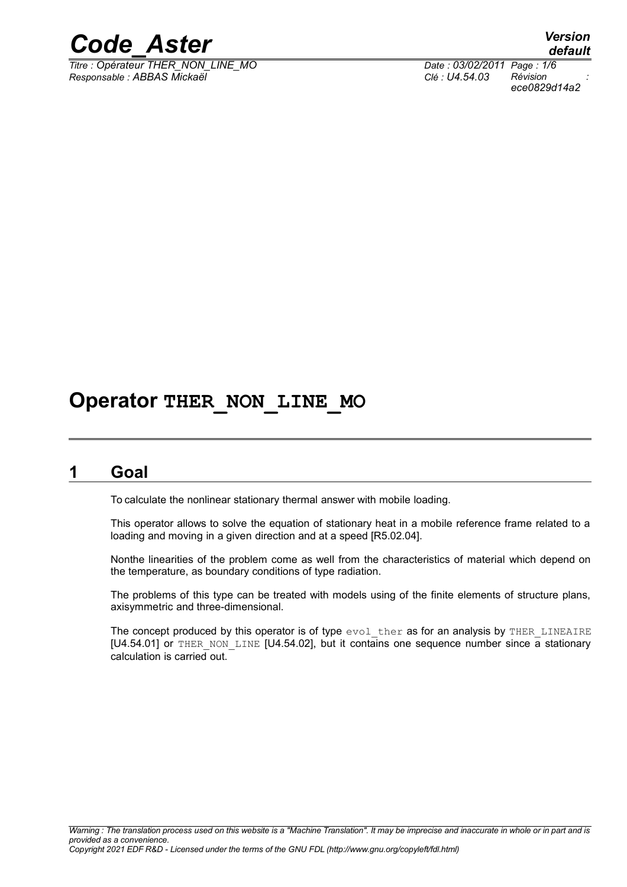# Operator THER_NON_LINE_MO

## 1 Goal

To calculate the nonlinear stationary thermal answer with mobile loading.

This operator allows to solve the equation of stationary heat in a mobile reference frame related to a loading and moving in a given direction and at a speed [R5.02.04].

Nonthe linearities of the problem come as well from the characteristics of material which depend on the temperature, as boundary conditions of type radiation.

The problems of this type can be treated with models using of the finite elements of structure plans, axisymmetric and three-dimensional.

The concept produced by this operator is of type evol_ther as for an analysis by THER_LINEAIRE [U4.54.01] or THER_NON_LINE [U4.54.02], but it contains one sequence number since a stationary calculation is carried out.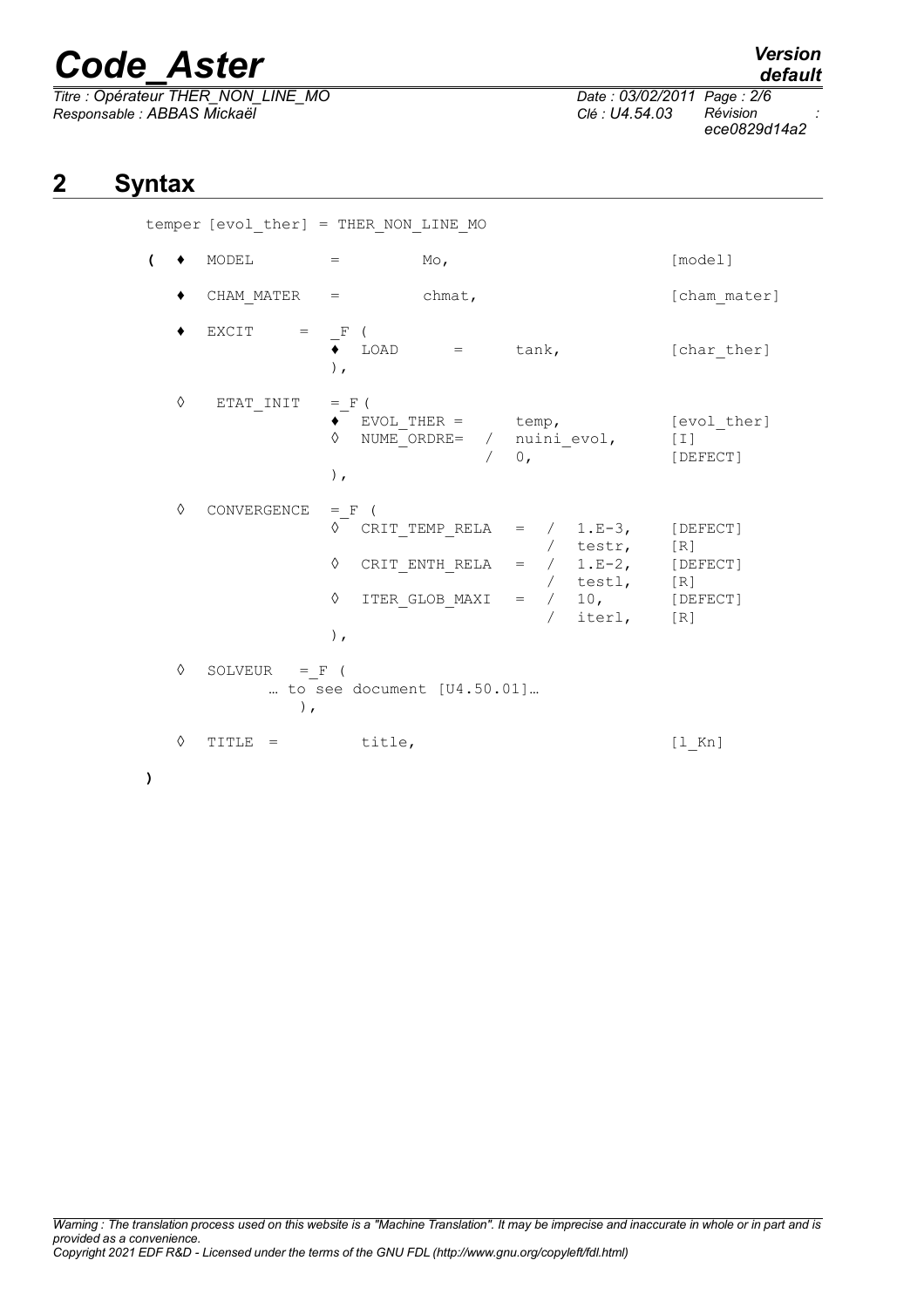## 2 Syntax

```
temper [evol_ther] = THER_NON_LINE_MO

(  ♦  MODEL        =        Mo,                              [model]

   ♦  CHAM_MATER   =        chmat,                           [cham_mater]

   ♦  EXCIT     =  _F (
                      ♦  LOAD      =      tank,              [char_ther]
                   ),

   ◊   ETAT_INIT   = _F (
                      ♦  EVOL_THER =      temp,              [evol_ther]
                      ◊  NUME_ORDRE=  /  nuini_evol,         [I]
                                      /  0,                  [DEFECT]
                   ),

   ◊  CONVERGENCE  = _F (
                      ◊  CRIT_TEMP_RELA  =  /  1.E-3,        [DEFECT]
                                            /  testr,        [R]
                      ◊  CRIT_ENTH_RELA  =  /  1.E-2,        [DEFECT]
                                            /  testl,        [R]
                      ◊  ITER_GLOB_MAXI  =  /  10,           [DEFECT]
                                            /  iterl,        [R]
                   ),

   ◊  SOLVEUR   = _F (
             … to see document [U4.50.01]…
               ),

   ◊  TITLE  =          title,                               [l_Kn]

)
```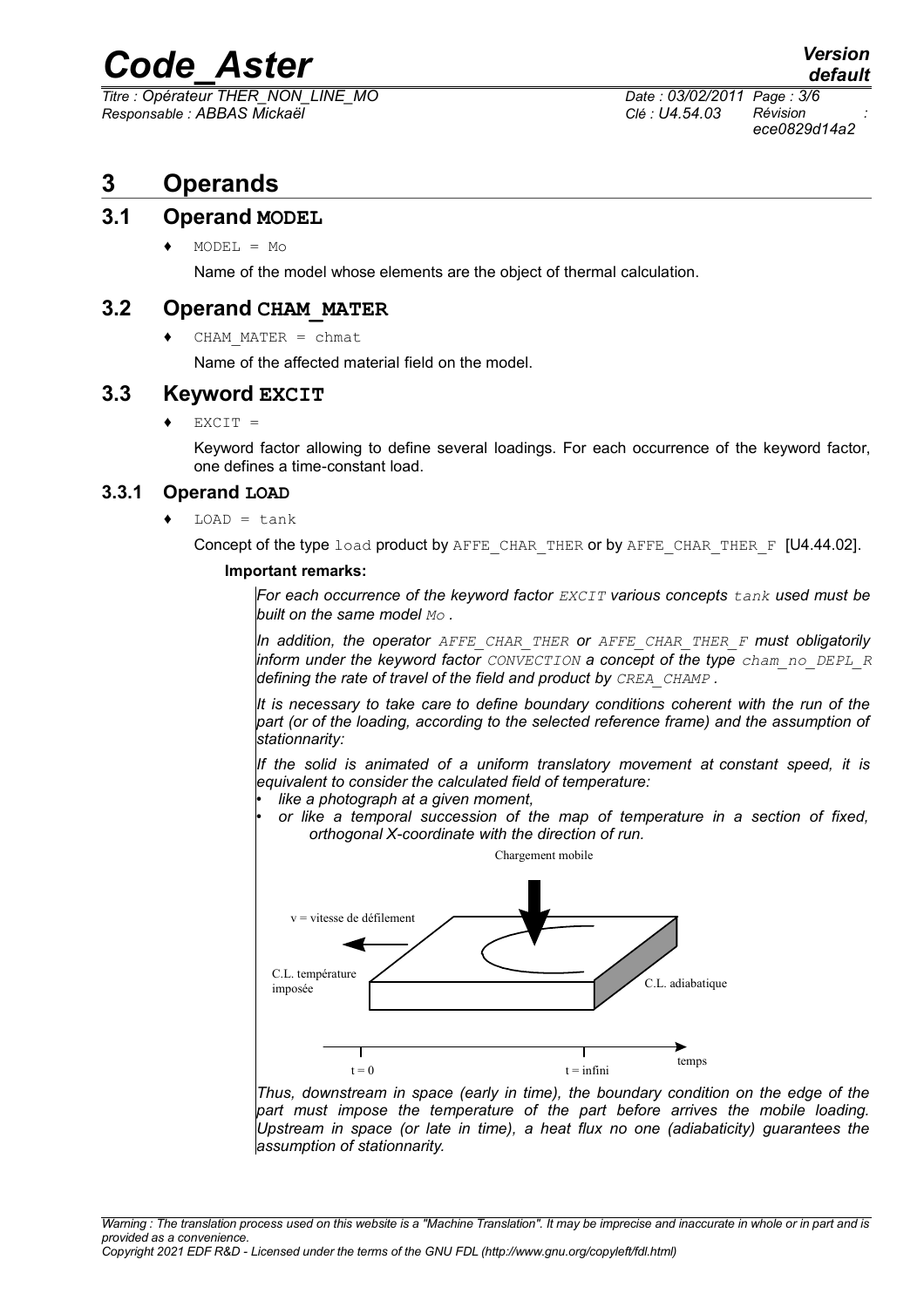# 3 Operands

## 3.1 Operand MODEL

♦ MODEL = Mo

Name of the model whose elements are the object of thermal calculation.

## 3.2 Operand CHAM_MATER

♦ CHAM_MATER = chmat

Name of the affected material field on the model.

## 3.3 Keyword EXCIT

♦ EXCIT =

Keyword factor allowing to define several loadings. For each occurrence of the keyword factor, one defines a time-constant load.

### 3.3.1 Operand LOAD

♦ LOAD = tank

Concept of the type load product by AFFE_CHAR_THER or by AFFE_CHAR_THER_F [U4.44.02].

**Important remarks:**

*For each occurrence of the keyword factor EXCIT various concepts tank used must be built on the same model Mo .*

*In addition, the operator AFFE_CHAR_THER or AFFE_CHAR_THER_F must obligatorily inform under the keyword factor CONVECTION a concept of the type cham_no_DEPL_R defining the rate of travel of the field and product by CREA_CHAMP .*

*It is necessary to take care to define boundary conditions coherent with the run of the part (or of the loading, according to the selected reference frame) and the assumption of stationnarity:*

*If the solid is animated of a uniform translatory movement at constant speed, it is equivalent to consider the calculated field of temperature:*

- *like a photograph at a given moment,*
- *or like a temporal succession of the map of temperature in a section of fixed, orthogonal X-coordinate with the direction of run.*

Chargement mobile

v = vitesse de défilement

C.L. température imposée

C.L. adiabatique

t = 0 t = infini temps

*Thus, downstream in space (early in time), the boundary condition on the edge of the part must impose the temperature of the part before arrives the mobile loading. Upstream in space (or late in time), a heat flux no one (adiabaticity) guarantees the assumption of stationnarity.*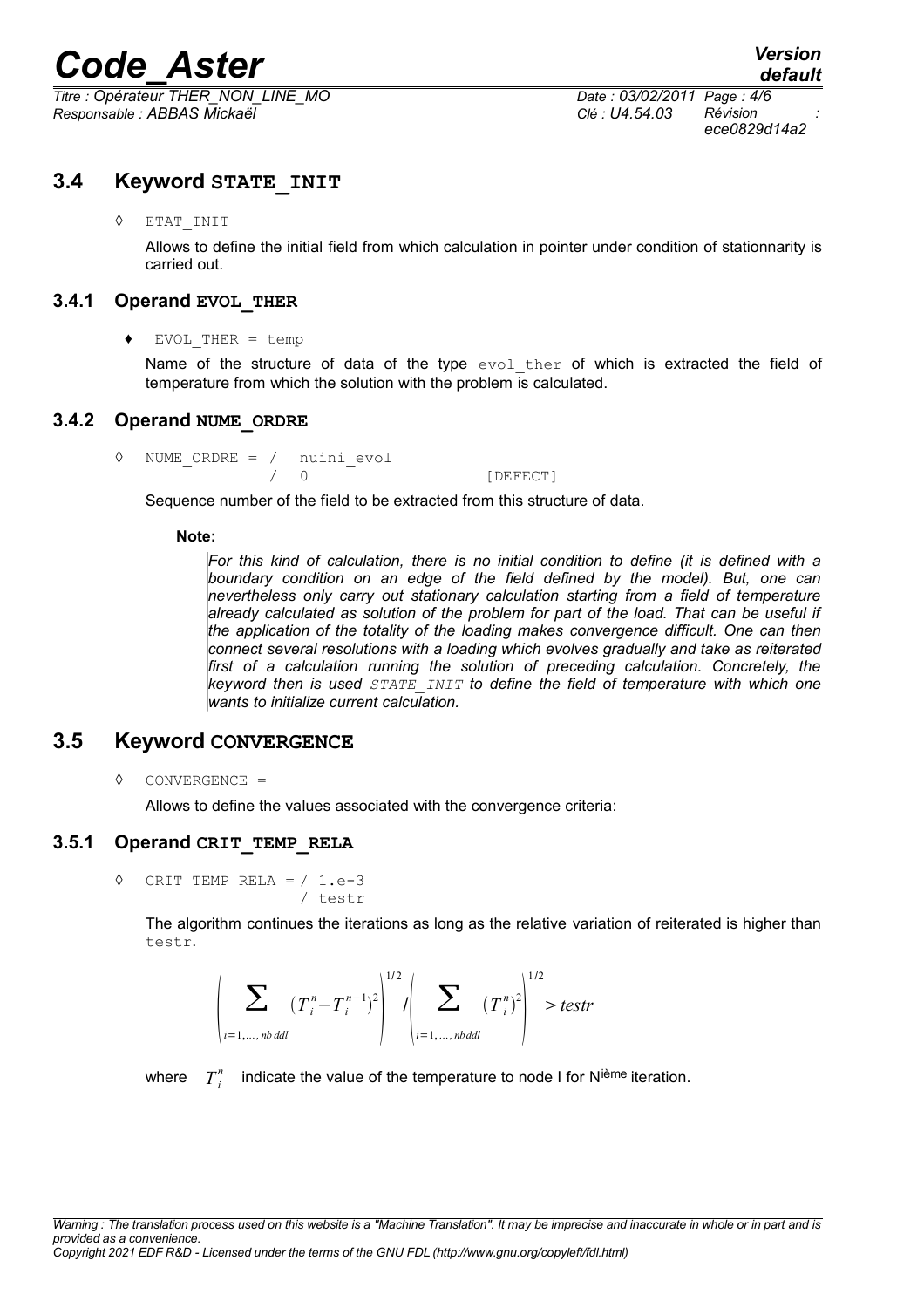## 3.4 Keyword STATE_INIT

◊ ETAT_INIT

Allows to define the initial field from which calculation in pointer under condition of stationnarity is carried out.

### 3.4.1 Operand EVOL_THER

♦ EVOL_THER = temp

Name of the structure of data of the type evol_ther of which is extracted the field of temperature from which the solution with the problem is calculated.

### 3.4.2 Operand NUME_ORDRE

```
◊ NUME_ORDRE = /  nuini_evol
               /  0                    [DEFECT]
```

Sequence number of the field to be extracted from this structure of data.

**Note:**

*For this kind of calculation, there is no initial condition to define (it is defined with a boundary condition on an edge of the field defined by the model). But, one can nevertheless only carry out stationary calculation starting from a field of temperature already calculated as solution of the problem for part of the load. That can be useful if the application of the totality of the loading makes convergence difficult. One can then connect several resolutions with a loading which evolves gradually and take as reiterated first of a calculation running the solution of preceding calculation. Concretely, the keyword then is used STATE_INIT to define the field of temperature with which one wants to initialize current calculation.*

## 3.5 Keyword CONVERGENCE

◊ CONVERGENCE =

Allows to define the values associated with the convergence criteria:

### 3.5.1 Operand CRIT_TEMP_RELA

```
◊ CRIT_TEMP_RELA = / 1.e-3
                   / testr
```

The algorithm continues the iterations as long as the relative variation of reiterated is higher than testr.

$$\left(\sum_{i=1,\ldots,nb\,ddl}\left(T_i^n-T_i^{n-1}\right)^2\right)^{1/2} \Bigg/ \left(\sum_{i=1,\ldots,nb\,ddl}\left(T_i^n\right)^2\right)^{1/2} > testr$$

where $T_i^n$ indicate the value of the temperature to node I for N[ième] iteration.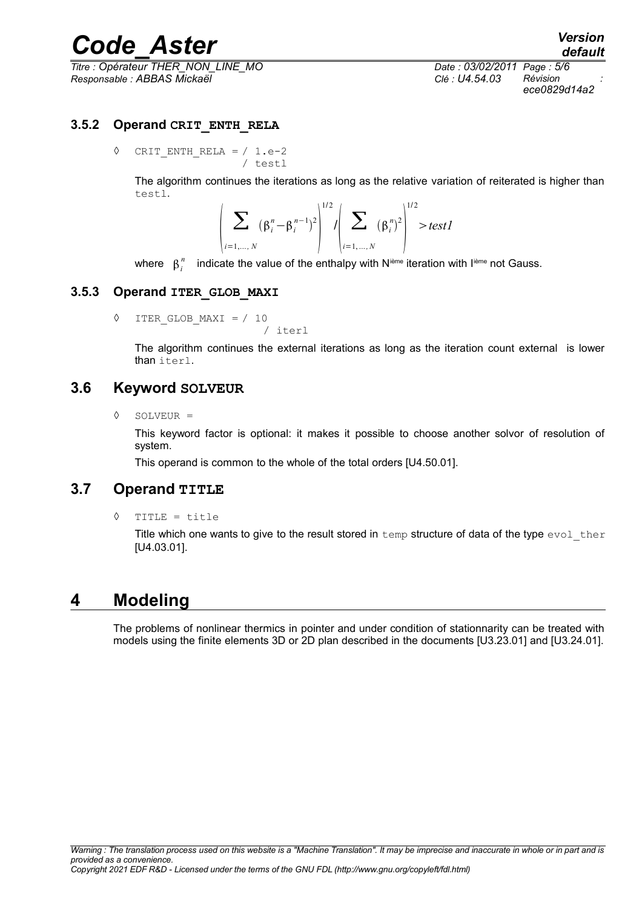### 3.5.2 Operand **CRIT_ENTH_RELA**

◊ `CRIT_ENTH_RELA = / 1.e-2`
`/ testl`

The algorithm continues the iterations as long as the relative variation of reiterated is higher than `testl`.

$$\left(\sum_{i=1,\dots,N} \left(\beta_i^n - \beta_i^{n-1}\right)^2\right)^{1/2} / \left(\sum_{i=1,\dots,N} \left(\beta_i^n\right)^2\right)^{1/2} > test1$$

where $\beta_i^n$ indicate the value of the enthalpy with N[ième] iteration with I[ième] not Gauss.

### 3.5.3 Operand **ITER_GLOB_MAXI**

◊ `ITER_GLOB_MAXI = / 10`
`/ iterl`

The algorithm continues the external iterations as long as the iteration count external is lower than `iterl`.

## 3.6 Keyword **SOLVEUR**

◊ `SOLVEUR =`

This keyword factor is optional: it makes it possible to choose another solvor of resolution of system.

This operand is common to the whole of the total orders [U4.50.01].

## 3.7 Operand **TITLE**

◊ `TITLE = title`

Title which one wants to give to the result stored in `temp` structure of data of the type `evol_ther` [U4.03.01].

# 4 Modeling

The problems of nonlinear thermics in pointer and under condition of stationnarity can be treated with models using the finite elements 3D or 2D plan described in the documents [U3.23.01] and [U3.24.01].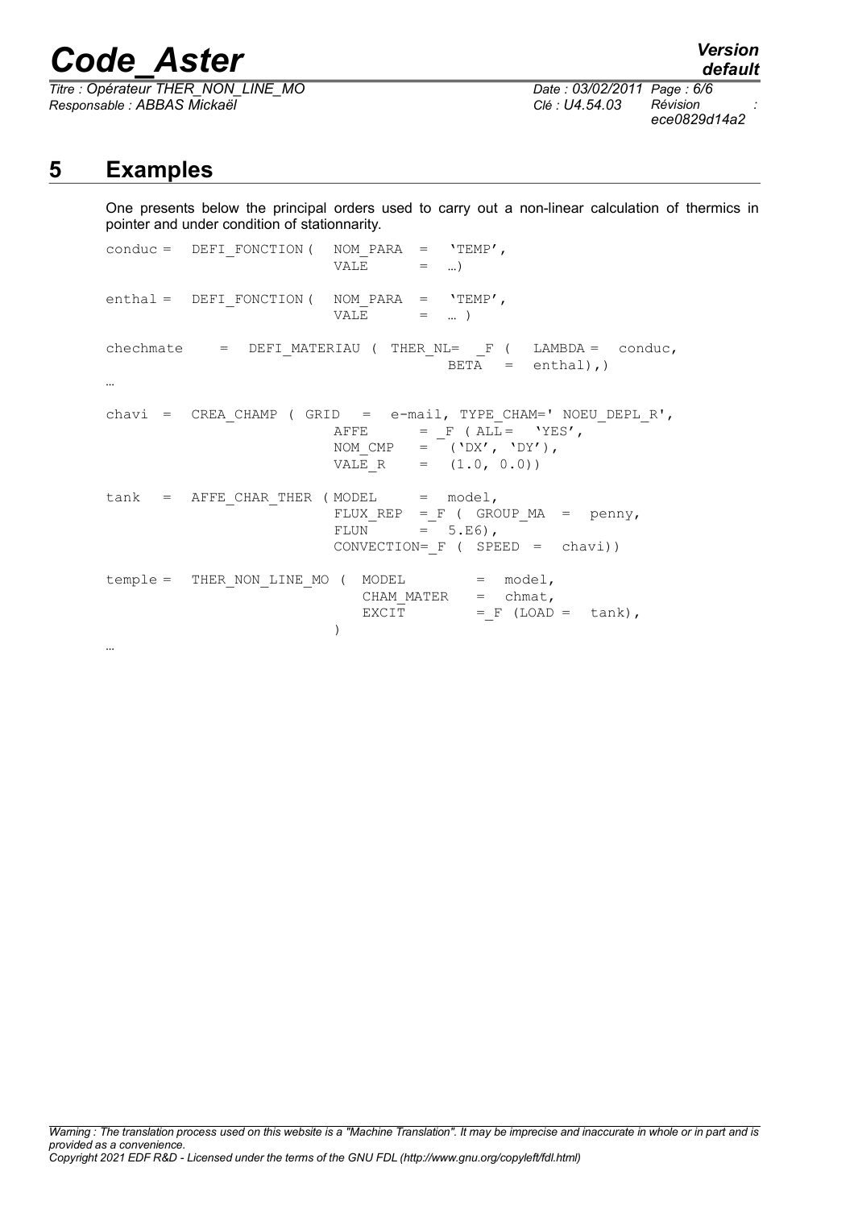## 5 Examples

One presents below the principal orders used to carry out a non-linear calculation of thermics in pointer and under condition of stationnarity.

```
conduc =   DEFI_FONCTION (  NOM_PARA  =  'TEMP',
                            VALE      =  …)

enthal =   DEFI_FONCTION (  NOM_PARA  =  'TEMP',
                            VALE      =  … )

chechmate    =  DEFI_MATERIAU ( THER_NL=  _F (  LAMBDA =  conduc,
                                           BETA   =  enthal),)
…

chavi  =  CREA_CHAMP ( GRID   =  e-mail, TYPE_CHAM=' NOEU_DEPL_R',
                         AFFE      =  _F ( ALL=  'YES',
                         NOM_CMP   =  ('DX', 'DY'),
                         VALE_R    =  (1.0, 0.0))

tank   =  AFFE_CHAR_THER ( MODEL     =  model,
                         FLUX_REP  = _F ( GROUP_MA  =  penny,
                         FLUN      =  5.E6),
                         CONVECTION=_F ( SPEED  =  chavi))

temple =   THER_NON_LINE_MO (  MODEL        =  model,
                               CHAM_MATER   =  chmat,
                               EXCIT        = _F (LOAD =  tank),
                            )
…
```